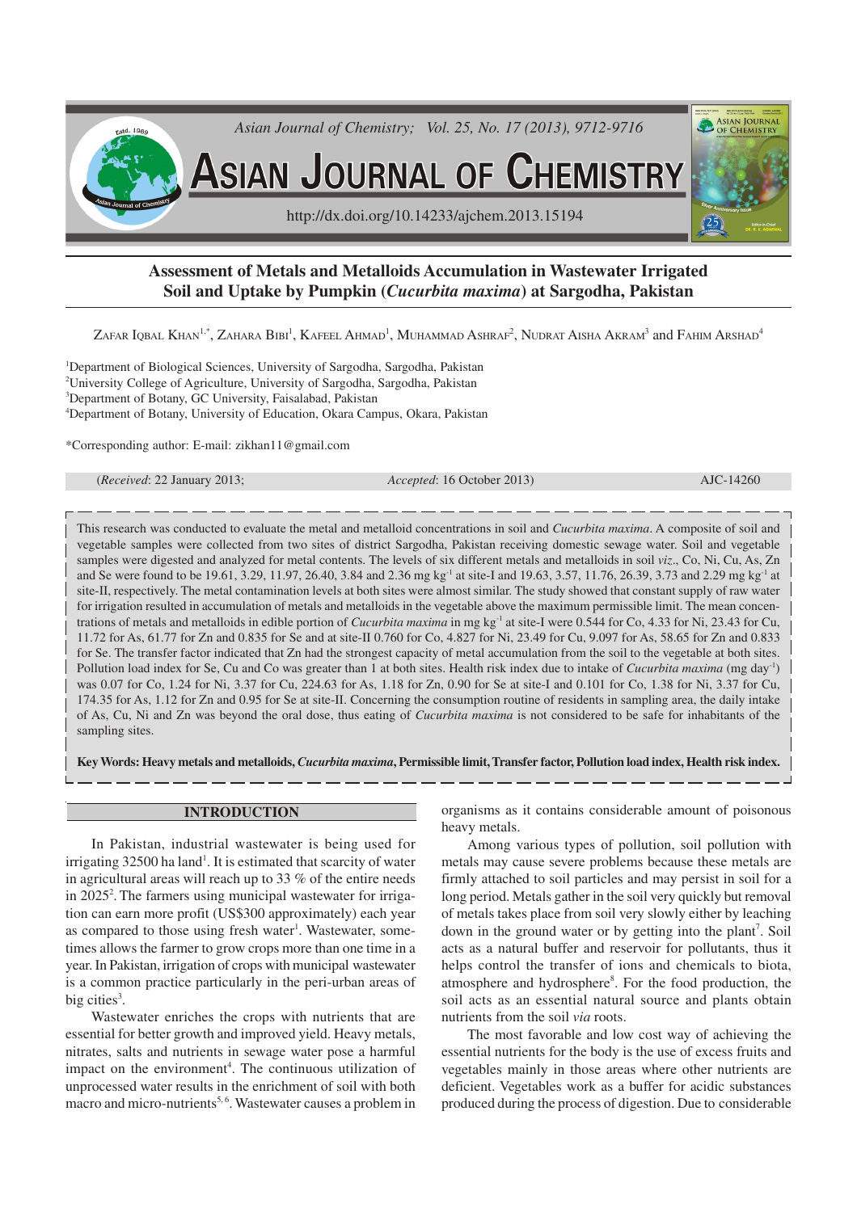# Assessment of Metals and Metalloids Accumulation in Wastewater Irrigated Soil and Uptake by Pumpkin (*Cucurbita maxima*) at Sargodha, Pakistan

Zafar Iqbal Khan[1,*], Zahara Bibi[1], Kafeel Ahmad[1], Muhammad Ashraf[2], Nudrat Aisha Akram[3] and Fahim Arshad[4]

[1]Department of Biological Sciences, University of Sargodha, Sargodha, Pakistan
[2]University College of Agriculture, University of Sargodha, Sargodha, Pakistan
[3]Department of Botany, GC University, Faisalabad, Pakistan
[4]Department of Botany, University of Education, Okara Campus, Okara, Pakistan

*Corresponding author: E-mail: zikhan11@gmail.com

(*Received*: 22 January 2013; *Accepted*: 16 October 2013) AJC-14260

This research was conducted to evaluate the metal and metalloid concentrations in soil and *Cucurbita maxima*. A composite of soil and vegetable samples were collected from two sites of district Sargodha, Pakistan receiving domestic sewage water. Soil and vegetable samples were digested and analyzed for metal contents. The levels of six different metals and metalloids in soil *viz*., Co, Ni, Cu, As, Zn and Se were found to be 19.61, 3.29, 11.97, 26.40, 3.84 and 2.36 mg $kg^{-1}$ at site-I and 19.63, 3.57, 11.76, 26.39, 3.73 and 2.29 mg $kg^{-1}$ at site-II, respectively. The metal contamination levels at both sites were almost similar. The study showed that constant supply of raw water for irrigation resulted in accumulation of metals and metalloids in the vegetable above the maximum permissible limit. The mean concentrations of metals and metalloids in edible portion of *Cucurbita maxima* in mg $kg^{-1}$ at site-I were 0.544 for Co, 4.33 for Ni, 23.43 for Cu, 11.72 for As, 61.77 for Zn and 0.835 for Se and at site-II 0.760 for Co, 4.827 for Ni, 23.49 for Cu, 9.097 for As, 58.65 for Zn and 0.833 for Se. The transfer factor indicated that Zn had the strongest capacity of metal accumulation from the soil to the vegetable at both sites. Pollution load index for Se, Cu and Co was greater than 1 at both sites. Health risk index due to intake of *Cucurbita maxima* (mg $day^{-1}$) was 0.07 for Co, 1.24 for Ni, 3.37 for Cu, 224.63 for As, 1.18 for Zn, 0.90 for Se at site-I and 0.101 for Co, 1.38 for Ni, 3.37 for Cu, 174.35 for As, 1.12 for Zn and 0.95 for Se at site-II. Concerning the consumption routine of residents in sampling area, the daily intake of As, Cu, Ni and Zn was beyond the oral dose, thus eating of *Cucurbita maxima* is not considered to be safe for inhabitants of the sampling sites.

**Key Words: Heavy metals and metalloids, *Cucurbita maxima*, Permissible limit, Transfer factor, Pollution load index, Health risk index.**

## INTRODUCTION

In Pakistan, industrial wastewater is being used for irrigating 32500 ha land[1]. It is estimated that scarcity of water in agricultural areas will reach up to 33 % of the entire needs in 2025[2]. The farmers using municipal wastewater for irrigation can earn more profit (US$300 approximately) each year as compared to those using fresh water[1]. Wastewater, sometimes allows the farmer to grow crops more than one time in a year. In Pakistan, irrigation of crops with municipal wastewater is a common practice particularly in the peri-urban areas of big cities[3].

Wastewater enriches the crops with nutrients that are essential for better growth and improved yield. Heavy metals, nitrates, salts and nutrients in sewage water pose a harmful impact on the environment[4]. The continuous utilization of unprocessed water results in the enrichment of soil with both macro and micro-nutrients[5,6]. Wastewater causes a problem in organisms as it contains considerable amount of poisonous heavy metals.

Among various types of pollution, soil pollution with metals may cause severe problems because these metals are firmly attached to soil particles and may persist in soil for a long period. Metals gather in the soil very quickly but removal of metals takes place from soil very slowly either by leaching down in the ground water or by getting into the plant[7]. Soil acts as a natural buffer and reservoir for pollutants, thus it helps control the transfer of ions and chemicals to biota, atmosphere and hydrosphere[8]. For the food production, the soil acts as an essential natural source and plants obtain nutrients from the soil *via* roots.

The most favorable and low cost way of achieving the essential nutrients for the body is the use of excess fruits and vegetables mainly in those areas where other nutrients are deficient. Vegetables work as a buffer for acidic substances produced during the process of digestion. Due to considerable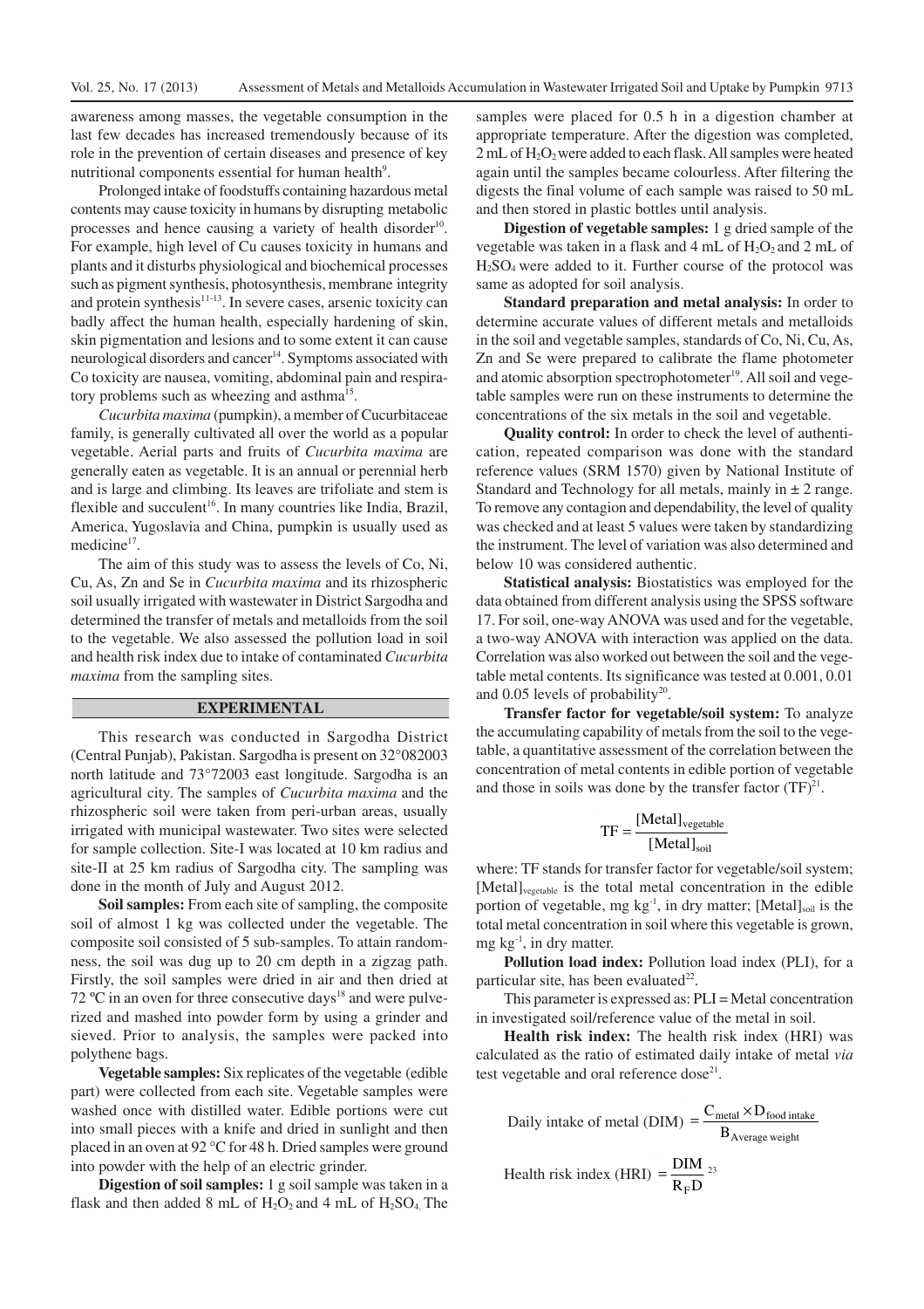awareness among masses, the vegetable consumption in the last few decades has increased tremendously because of its role in the prevention of certain diseases and presence of key nutritional components essential for human health[9].

Prolonged intake of foodstuffs containing hazardous metal contents may cause toxicity in humans by disrupting metabolic processes and hence causing a variety of health disorder[10]. For example, high level of Cu causes toxicity in humans and plants and it disturbs physiological and biochemical processes such as pigment synthesis, photosynthesis, membrane integrity and protein synthesis[11-13]. In severe cases, arsenic toxicity can badly affect the human health, especially hardening of skin, skin pigmentation and lesions and to some extent it can cause neurological disorders and cancer[14]. Symptoms associated with Co toxicity are nausea, vomiting, abdominal pain and respiratory problems such as wheezing and asthma[15].

*Cucurbita maxima* (pumpkin), a member of Cucurbitaceae family, is generally cultivated all over the world as a popular vegetable. Aerial parts and fruits of *Cucurbita maxima* are generally eaten as vegetable. It is an annual or perennial herb and is large and climbing. Its leaves are trifoliate and stem is flexible and succulent[16]. In many countries like India, Brazil, America, Yugoslavia and China, pumpkin is usually used as medicine[17].

The aim of this study was to assess the levels of Co, Ni, Cu, As, Zn and Se in *Cucurbita maxima* and its rhizospheric soil usually irrigated with wastewater in District Sargodha and determined the transfer of metals and metalloids from the soil to the vegetable. We also assessed the pollution load in soil and health risk index due to intake of contaminated *Cucurbita maxima* from the sampling sites.

## EXPERIMENTAL

This research was conducted in Sargodha District (Central Punjab), Pakistan. Sargodha is present on 32°082003 north latitude and 73°72003 east longitude. Sargodha is an agricultural city. The samples of *Cucurbita maxima* and the rhizospheric soil were taken from peri-urban areas, usually irrigated with municipal wastewater. Two sites were selected for sample collection. Site-I was located at 10 km radius and site-II at 25 km radius of Sargodha city. The sampling was done in the month of July and August 2012.

**Soil samples:** From each site of sampling, the composite soil of almost 1 kg was collected under the vegetable. The composite soil consisted of 5 sub-samples. To attain randomness, the soil was dug up to 20 cm depth in a zigzag path. Firstly, the soil samples were dried in air and then dried at 72 ºC in an oven for three consecutive days[18] and were pulverized and mashed into powder form by using a grinder and sieved. Prior to analysis, the samples were packed into polythene bags.

**Vegetable samples:** Six replicates of the vegetable (edible part) were collected from each site. Vegetable samples were washed once with distilled water. Edible portions were cut into small pieces with a knife and dried in sunlight and then placed in an oven at 92 °C for 48 h. Dried samples were ground into powder with the help of an electric grinder.

**Digestion of soil samples:** 1 g soil sample was taken in a flask and then added 8 mL of $H_2O_2$ and 4 mL of $H_2SO_4$. The samples were placed for 0.5 h in a digestion chamber at appropriate temperature. After the digestion was completed, 2 mL of $H_2O_2$ were added to each flask. All samples were heated again until the samples became colourless. After filtering the digests the final volume of each sample was raised to 50 mL and then stored in plastic bottles until analysis.

**Digestion of vegetable samples:** 1 g dried sample of the vegetable was taken in a flask and 4 mL of $H_2O_2$ and 2 mL of $H_2SO_4$ were added to it. Further course of the protocol was same as adopted for soil analysis.

**Standard preparation and metal analysis:** In order to determine accurate values of different metals and metalloids in the soil and vegetable samples, standards of Co, Ni, Cu, As, Zn and Se were prepared to calibrate the flame photometer and atomic absorption spectrophotometer[19]. All soil and vegetable samples were run on these instruments to determine the concentrations of the six metals in the soil and vegetable.

**Quality control:** In order to check the level of authentication, repeated comparison was done with the standard reference values (SRM 1570) given by National Institute of Standard and Technology for all metals, mainly in ± 2 range. To remove any contagion and dependability, the level of quality was checked and at least 5 values were taken by standardizing the instrument. The level of variation was also determined and below 10 was considered authentic.

**Statistical analysis:** Biostatistics was employed for the data obtained from different analysis using the SPSS software 17. For soil, one-way ANOVA was used and for the vegetable, a two-way ANOVA with interaction was applied on the data. Correlation was also worked out between the soil and the vegetable metal contents. Its significance was tested at 0.001, 0.01 and 0.05 levels of probability[20].

**Transfer factor for vegetable/soil system:** To analyze the accumulating capability of metals from the soil to the vegetable, a quantitative assessment of the correlation between the concentration of metal contents in edible portion of vegetable and those in soils was done by the transfer factor (TF)[21].

$$TF = \frac{[Metal]_{vegetable}}{[Metal]_{soil}}$$

where: TF stands for transfer factor for vegetable/soil system; $[Metal]_{vegetable}$ is the total metal concentration in the edible portion of vegetable, mg $kg^{-1}$, in dry matter; $[Metal]_{soil}$ is the total metal concentration in soil where this vegetable is grown, mg $kg^{-1}$, in dry matter.

**Pollution load index:** Pollution load index (PLI), for a particular site, has been evaluated[22].

This parameter is expressed as: PLI = Metal concentration in investigated soil/reference value of the metal in soil.

**Health risk index:** The health risk index (HRI) was calculated as the ratio of estimated daily intake of metal *via* test vegetable and oral reference dose[21].

$$\text{Daily intake of metal (DIM)} = \frac{C_{metal} \times D_{food\ intake}}{B_{Average\ weight}}$$

$$\text{Health risk index (HRI)} = \frac{DIM}{R_F D}$$ [23]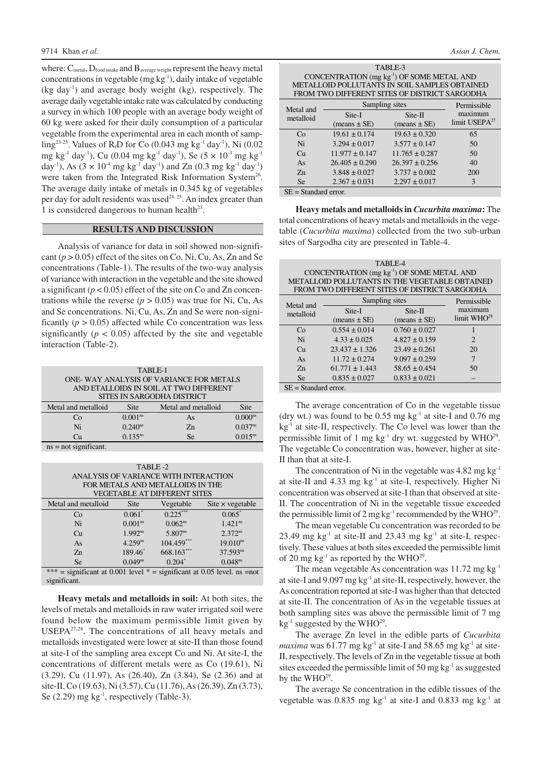where: $C_{metal}$, $D_{food\ intake}$ and $B_{average\ weight}$ represent the heavy metal concentrations in vegetable (mg $kg^{-1}$), daily intake of vegetable (kg $day^{-1}$) and average body weight (kg), respectively. The average daily vegetable intake rate was calculated by conducting a survey in which 100 people with an average body weight of 60 kg were asked for their daily consumption of a particular vegetable from the experimental area in each month of sampling[23-25]. Values of $R_fD$ for Co (0.043 mg $kg^{-1}$ $day^{-1}$), Ni (0.02 mg $kg^{-1}$ $day^{-1}$), Cu (0.04 mg $kg^{-1}$ $day^{-1}$), Se ($5 \times 10^{-3}$ mg $kg^{-1}$ $day^{-1}$), As ($3 \times 10^{-4}$ mg $kg^{-1}$ $day^{-1}$) and Zn (0.3 mg $kg^{-1}$ $day^{-1}$) were taken from the Integrated Risk Information System[26]. The average daily intake of metals in 0.345 kg of vegetables per day for adult residents was used[24, 25]. An index greater than 1 is considered dangerous to human health[23].

## RESULTS AND DISCUSSION

Analysis of variance for data in soil showed non-significant ($p > 0.05$) effect of the sites on Co, Ni, Cu, As, Zn and Se concentrations (Table-1). The results of the two-way analysis of variance with interaction in the vegetable and the site showed a significant ($p < 0.05$) effect of the site on Co and Zn concentrations while the reverse ($p > 0.05$) was true for Ni, Cu, As and Se concentrations. Ni, Cu, As, Zn and Se were non-significantly ($p > 0.05$) affected while Co concentration was less significantly ($p < 0.05$) affected by the site and vegetable interaction (Table-2).

TABLE-1
ONE- WAY ANALYSIS OF VARIANCE FOR METALS AND ETALLOIDS IN SOIL AT TWO DIFFERENT SITES IN SARGODHA DISTRICT

| Metal and metalloid | Site | Metal and metalloid | Site |
|---|---|---|---|
| Co | $0.001^{ns}$ | As | $0.000^{ns}$ |
| Ni | $0.240^{ns}$ | Zn | $0.037^{ns}$ |
| Cu | $0.135^{ns}$ | Se | $0.015^{ns}$ |

ns = not significant.

TABLE -2
ANALYSIS OF VARIANCE WITH INTERACTION FOR METALS AND METALLOIDS IN THE VEGETABLE AT DIFFERENT SITES

| Metal and metalloid | Site | Vegetable | Site × vegetable |
|---|---|---|---|
| Co | $0.061^{*}$ | $0.225^{***}$ | $0.065^{*}$ |
| Ni | $0.001^{ns}$ | $0.062^{ns}$ | $1.421^{ns}$ |
| Cu | $1.992^{ns}$ | $5.807^{ns}$ | $2.372^{ns}$ |
| As | $4.259^{ns}$ | $104.459^{***}$ | $19.010^{ns}$ |
| Zn | $189.46^{*}$ | $668.163^{***}$ | $37.593^{ns}$ |
| Se | $0.049^{ns}$ | $0.204^{*}$ | $0.048^{ns}$ |

*** = significant at 0.001 level * = significant at 0.05 level. ns =not significant.

**Heavy metals and metalloids in soil:** At both sites, the levels of metals and metalloids in raw water irrigated soil were found below the maximum permissible limit given by USEPA[27,28]. The concentrations of all heavy metals and metalloids investigated were lower at site-II than those found at site-I of the sampling area except Co and Ni. At site-I, the concentrations of different metals were as Co (19.61), Ni (3.29), Cu (11.97), As (26.40), Zn (3.84), Se (2.36) and at site-II, Co (19.63), Ni (3.57), Cu (11.76), As (26.39), Zn (3.73), Se (2.29) mg $kg^{-1}$, respectively (Table-3).

TABLE-3
CONCENTRATION (mg $kg^{-1}$) OF SOME METAL AND METALLOID POLLUTANTS IN SOIL SAMPLES OBTAINED FROM TWO DIFFERENT SITES OF DISTRICT SARGODHA

| Metal and metalloid | Sampling sites | | Permissible maximum limit USEPA[27] |
|---|---|---|---|
| | Site-I (means ± SE) | Site-II (means ± SE) | |
| Co | 19.61 ± 0.174 | 19.63 ± 0.320 | 65 |
| Ni | 3.294 ± 0.017 | 3.577 ± 0.147 | 50 |
| Cu | 11.977 ± 0.147 | 11.765 ± 0.287 | 50 |
| As | 26.405 ± 0.290 | 26.397 ± 0.256 | 40 |
| Zn | 3.848 ± 0.027 | 3.737 ± 0.002 | 200 |
| Se | 2.367 ± 0.031 | 2.297 ± 0.017 | 3 |

SE = Standard error.

**Heavy metals and metalloids in *Cucurbita maxima*:** The total concentrations of heavy metals and metalloids in the vegetable (*Cucurbita maxima*) collected from the two sub-urban sites of Sargodha city are presented in Table-4.

TABLE-4
CONCENTRATION (mg $kg^{-1}$) OF SOME METAL AND METALLOID POLLUTANTS IN THE VEGETABLE OBTAINED FROM TWO DIFFERENT SITES OF DISTRICT SARGODHA

| Metal and metalloid | Sampling sites | | Permissible maximum limit WHO[28] |
|---|---|---|---|
| | Site-I (means ± SE) | Site-II (means ± SE) | |
| Co | 0.554 ± 0.014 | 0.760 ± 0.027 | 1 |
| Ni | 4.33 ± 0.025 | 4.827 ± 0.159 | 2 |
| Cu | 23.437 ± 1.326 | 23.49 ± 0.261 | 20 |
| As | 11.72 ± 0.274 | 9.097 ± 0.259 | 7 |
| Zn | 61.771 ± 1.443 | 58.65 ± 0.454 | 50 |
| Se | 0.835 ± 0.027 | 0.833 ± 0.021 | – |

SE = Standard error.

The average concentration of Co in the vegetable tissue (dry wt.) was found to be 0.55 mg $kg^{-1}$ at site-I and 0.76 mg $kg^{-1}$ at site-II, respectively. The Co level was lower than the permissible limit of 1 mg $kg^{-1}$ dry wt. suggested by WHO[29]. The vegetable Co concentration was, however, higher at site-II than that at site-I.

The concentration of Ni in the vegetable was 4.82 mg $kg^{-1}$ at site-II and 4.33 mg $kg^{-1}$ at site-I, respectively. Higher Ni concentration was observed at site-I than that observed at site-II. The concentration of Ni in the vegetable tissue exceeded the permissible limit of 2 mg $kg^{-1}$ recommended by the WHO[29].

The mean vegetable Cu concentration was recorded to be 23.49 mg $kg^{-1}$ at site-II and 23.43 mg $kg^{-1}$ at site-I, respectively. These values at both sites exceeded the permissible limit of 20 mg $kg^{-1}$ as reported by the WHO[29].

The mean vegetable As concentration was 11.72 mg $kg^{-1}$ at site-I and 9.097 mg $kg^{-1}$ at site-II, respectively, however, the As concentration reported at site-I was higher than that detected at site-II. The concentration of As in the vegetable tissues at both sampling sites was above the permissible limit of 7 mg $kg^{-1}$ suggested by the WHO[29].

The average Zn level in the edible parts of *Cucurbita maxima* was 61.77 mg $kg^{-1}$ at site-I and 58.65 mg $kg^{-1}$ at site-II, respectively. The levels of Zn in the vegetable tissue at both sites exceeded the permissible limit of 50 mg $kg^{-1}$ as suggested by the WHO[29].

The average Se concentration in the edible tissues of the vegetable was 0.835 mg $kg^{-1}$ at site-I and 0.833 mg $kg^{-1}$ at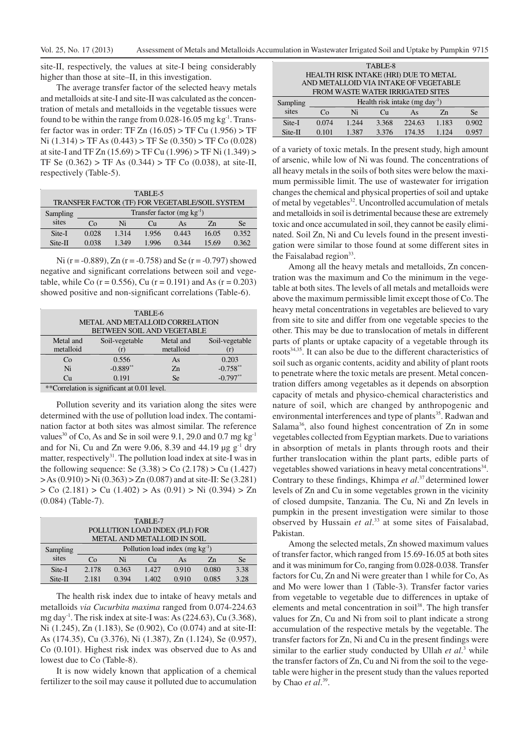site-II, respectively, the values at site-I being considerably higher than those at site–II, in this investigation.

The average transfer factor of the selected heavy metals and metalloids at site-I and site-II was calculated as the concentration of metals and metalloids in the vegetable tissues were found to be within the range from 0.028-16.05 mg kg$^{-1}$. Transfer factor was in order: TF Zn (16.05) > TF Cu (1.956) > TF Ni (1.314) > TF As (0.443) > TF Se (0.350) > TF Co (0.028) at site-I and TF Zn (15.69) > TF Cu (1.996) > TF Ni (1.349) > TF Se (0.362) > TF As (0.344) > TF Co (0.038), at site-II, respectively (Table-5).

TABLE-5
TRANSFER FACTOR (TF) FOR VEGETABLE/SOIL SYSTEM

| Sampling sites | Transfer factor (mg kg$^{-1}$) | | | | | |
|---|---|---|---|---|---|---|
| | Co | Ni | Cu | As | Zn | Se |
| Site-I | 0.028 | 1.314 | 1.956 | 0.443 | 16.05 | 0.352 |
| Site-II | 0.038 | 1.349 | 1.996 | 0.344 | 15.69 | 0.362 |

Ni (r = -0.889), Zn (r = -0.758) and Se (r = -0.797) showed negative and significant correlations between soil and vegetable, while Co (r = 0.556), Cu (r = 0.191) and As (r = 0.203) showed positive and non-significant correlations (Table-6).

TABLE-6
METAL AND METALLOID CORRELATION BETWEEN SOIL AND VEGETABLE

| Metal and metalloid | Soil-vegetable (r) | Metal and metalloid | Soil-vegetable (r) |
|---|---|---|---|
| Co | 0.556 | As | 0.203 |
| Ni | -0.889** | Zn | -0.758** |
| Cu | 0.191 | Se | -0.797** |

**Correlation is significant at 0.01 level.

Pollution severity and its variation along the sites were determined with the use of pollution load index. The contamination factor at both sites was almost similar. The reference values[30] of Co, As and Se in soil were 9.1, 29.0 and 0.7 mg kg$^{-1}$ and for Ni, Cu and Zn were 9.06, 8.39 and 44.19 μg g$^{-1}$ dry matter, respectively[31]. The pollution load index at site-I was in the following sequence: Se (3.38) > Co (2.178) > Cu (1.427) > As (0.910) > Ni (0.363) > Zn (0.087) and at site-II: Se (3.281) > Co (2.181) > Cu (1.402) > As (0.91) > Ni (0.394) > Zn (0.084) (Table-7).

TABLE-7
POLLUTION LOAD INDEX (PLI) FOR METAL AND METALLOID IN SOIL

| Sampling sites | Pollution load index (mg kg$^{-1}$) | | | | | |
|---|---|---|---|---|---|---|
| | Co | Ni | Cu | As | Zn | Se |
| Site-I | 2.178 | 0.363 | 1.427 | 0.910 | 0.080 | 3.38 |
| Site-II | 2.181 | 0.394 | 1.402 | 0.910 | 0.085 | 3.28 |

The health risk index due to intake of heavy metals and metalloids *via Cucurbita maxima* ranged from 0.074-224.63 mg day$^{-1}$. The risk index at site-I was: As (224.63), Cu (3.368), Ni (1.245), Zn (1.183), Se (0.902), Co (0.074) and at site-II: As (174.35), Cu (3.376), Ni (1.387), Zn (1.124), Se (0.957), Co (0.101). Highest risk index was observed due to As and lowest due to Co (Table-8).

It is now widely known that application of a chemical fertilizer to the soil may cause it polluted due to accumulation of a variety of toxic metals. In the present study, high amount of arsenic, while low of Ni was found. The concentrations of all heavy metals in the soils of both sites were below the maximum permissible limit. The use of wastewater for irrigation changes the chemical and physical properties of soil and uptake of metal by vegetables[32]. Uncontrolled accumulation of metals and metalloids in soil is detrimental because these are extremely toxic and once accumulated in soil, they cannot be easily eliminated. Soil Zn, Ni and Cu levels found in the present investigation were similar to those found at some different sites in the Faisalabad region[33].

TABLE-8
HEALTH RISK INTAKE (HRI) DUE TO METAL AND METALLOID VIA INTAKE OF VEGETABLE FROM WASTE WATER IRRIGATED SITES

| Sampling sites | Health risk intake (mg day$^{-1}$) | | | | | |
|---|---|---|---|---|---|---|
| | Co | Ni | Cu | As | Zn | Se |
| Site-I | 0.074 | 1.244 | 3.368 | 224.63 | 1.183 | 0.902 |
| Site-II | 0.101 | 1.387 | 3.376 | 174.35 | 1.124 | 0.957 |

Among all the heavy metals and metalloids, Zn concentration was the maximum and Co the minimum in the vegetable at both sites. The levels of all metals and metalloids were above the maximum permissible limit except those of Co. The heavy metal concentrations in vegetables are believed to vary from site to site and differ from one vegetable species to the other. This may be due to translocation of metals in different parts of plants or uptake capacity of a vegetable through its roots[34,35]. It can also be due to the different characteristics of soil such as organic contents, acidity and ability of plant roots to penetrate where the toxic metals are present. Metal concentration differs among vegetables as it depends on absorption capacity of metals and physico-chemical characteristics and nature of soil, which are changed by anthropogenic and environmental interferences and type of plants[35]. Radwan and Salama[36], also found highest concentration of Zn in some vegetables collected from Egyptian markets. Due to variations in absorption of metals in plants through roots and their further translocation within the plant parts, edible parts of vegetables showed variations in heavy metal concentrations[34]. Contrary to these findings, Khimpa *et al.*[37] determined lower levels of Zn and Cu in some vegetables grown in the vicinity of closed dumpsite, Tanzania. The Cu, Ni and Zn levels in pumpkin in the present investigation were similar to those observed by Hussain *et al.*[33] at some sites of Faisalabad, Pakistan.

Among the selected metals, Zn showed maximum values of transfer factor, which ranged from 15.69-16.05 at both sites and it was minimum for Co, ranging from 0.028-0.038. Transfer factors for Cu, Zn and Ni were greater than 1 while for Co, As and Mo were lower than 1 (Table-3). Transfer factor varies from vegetable to vegetable due to differences in uptake of elements and metal concentration in soil[38]. The high transfer values for Zn, Cu and Ni from soil to plant indicate a strong accumulation of the respective metals by the vegetable. The transfer factors for Zn, Ni and Cu in the present findings were similar to the earlier study conducted by Ullah *et al.*[3] while the transfer factors of Zn, Cu and Ni from the soil to the vegetable were higher in the present study than the values reported by Chao *et al.*[39].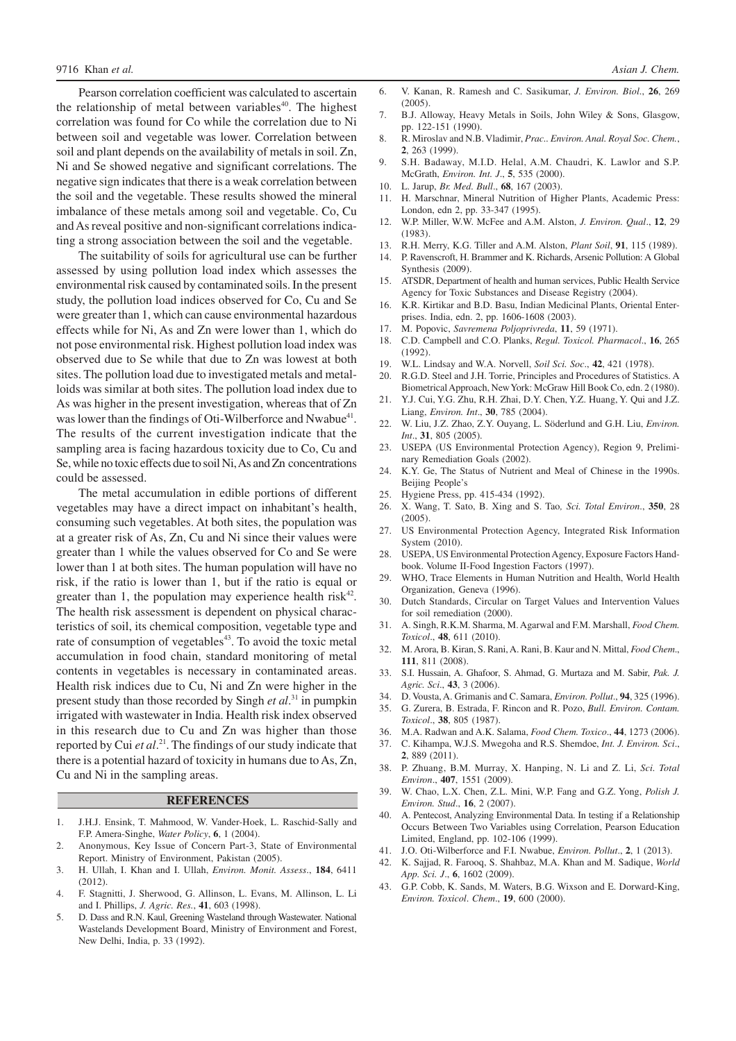Pearson correlation coefficient was calculated to ascertain the relationship of metal between variables[40]. The highest correlation was found for Co while the correlation due to Ni between soil and vegetable was lower. Correlation between soil and plant depends on the availability of metals in soil. Zn, Ni and Se showed negative and significant correlations. The negative sign indicates that there is a weak correlation between the soil and the vegetable. These results showed the mineral imbalance of these metals among soil and vegetable. Co, Cu and As reveal positive and non-significant correlations indicating a strong association between the soil and the vegetable.

The suitability of soils for agricultural use can be further assessed by using pollution load index which assesses the environmental risk caused by contaminated soils. In the present study, the pollution load indices observed for Co, Cu and Se were greater than 1, which can cause environmental hazardous effects while for Ni, As and Zn were lower than 1, which do not pose environmental risk. Highest pollution load index was observed due to Se while that due to Zn was lowest at both sites. The pollution load due to investigated metals and metalloids was similar at both sites. The pollution load index due to As was higher in the present investigation, whereas that of Zn was lower than the findings of Oti-Wilberforce and Nwabue[41]. The results of the current investigation indicate that the sampling area is facing hazardous toxicity due to Co, Cu and Se, while no toxic effects due to soil Ni, As and Zn concentrations could be assessed.

The metal accumulation in edible portions of different vegetables may have a direct impact on inhabitant's health, consuming such vegetables. At both sites, the population was at a greater risk of As, Zn, Cu and Ni since their values were greater than 1 while the values observed for Co and Se were lower than 1 at both sites. The human population will have no risk, if the ratio is lower than 1, but if the ratio is equal or greater than 1, the population may experience health risk[42]. The health risk assessment is dependent on physical characteristics of soil, its chemical composition, vegetable type and rate of consumption of vegetables[43]. To avoid the toxic metal accumulation in food chain, standard monitoring of metal contents in vegetables is necessary in contaminated areas. Health risk indices due to Cu, Ni and Zn were higher in the present study than those recorded by Singh *et al*.[31] in pumpkin irrigated with wastewater in India. Health risk index observed in this research due to Cu and Zn was higher than those reported by Cui *et al*.[21]. The findings of our study indicate that there is a potential hazard of toxicity in humans due to As, Zn, Cu and Ni in the sampling areas.

## REFERENCES

1. J.H.J. Ensink, T. Mahmood, W. Vander-Hoek, L. Raschid-Sally and F.P. Amera-Singhe, *Water Policy*, **6**, 1 (2004).
2. Anonymous, Key Issue of Concern Part-3, State of Environmental Report. Ministry of Environment, Pakistan (2005).
3. H. Ullah, I. Khan and I. Ullah, *Environ. Monit. Assess*., **184**, 6411 (2012).
4. F. Stagnitti, J. Sherwood, G. Allinson, L. Evans, M. Allinson, L. Li and I. Phillips, *J. Agric. Res*., **41**, 603 (1998).
5. D. Dass and R.N. Kaul, Greening Wasteland through Wastewater. National Wastelands Development Board, Ministry of Environment and Forest, New Delhi, India, p. 33 (1992).
6. V. Kanan, R. Ramesh and C. Sasikumar, *J. Environ. Biol*., **26**, 269 (2005).
7. B.J. Alloway, Heavy Metals in Soils, John Wiley & Sons, Glasgow, pp. 122-151 (1990).
8. R. Miroslav and N.B. Vladimir, *Prac.. Environ. Anal. Royal Soc. Chem.*, **2**, 263 (1999).
9. S.H. Badaway, M.I.D. Helal, A.M. Chaudri, K. Lawlor and S.P. McGrath, *Environ. Int. J*., **5**, 535 (2000).
10. L. Jarup, *Br. Med. Bull*., **68**, 167 (2003).
11. H. Marschnar, Mineral Nutrition of Higher Plants, Academic Press: London, edn 2, pp. 33-347 (1995).
12. W.P. Miller, W.W. McFee and A.M. Alston, *J. Environ. Qual*., **12**, 29 (1983).
13. R.H. Merry, K.G. Tiller and A.M. Alston, *Plant Soil*, **91**, 115 (1989).
14. P. Ravenscroft, H. Brammer and K. Richards, Arsenic Pollution: A Global Synthesis (2009).
15. ATSDR, Department of health and human services, Public Health Service Agency for Toxic Substances and Disease Registry (2004).
16. K.R. Kirtikar and B.D. Basu, Indian Medicinal Plants, Oriental Enterprises. India, edn. 2, pp. 1606-1608 (2003).
17. M. Popovic, *Savremena Poljoprivreda*, **11**, 59 (1971).
18. C.D. Campbell and C.O. Planks, *Regul. Toxicol. Pharmacol*., **16**, 265 (1992).
19. W.L. Lindsay and W.A. Norvell, *Soil Sci. Soc*., **42**, 421 (1978).
20. R.G.D. Steel and J.H. Torrie, Principles and Procedures of Statistics. A Biometrical Approach, New York: McGraw Hill Book Co, edn. 2 (1980).
21. Y.J. Cui, Y.G. Zhu, R.H. Zhai, D.Y. Chen, Y.Z. Huang, Y. Qui and J.Z. Liang, *Environ. Int*., **30**, 785 (2004).
22. W. Liu, J.Z. Zhao, Z.Y. Ouyang, L. Söderlund and G.H. Liu, *Environ. Int*., **31**, 805 (2005).
23. USEPA (US Environmental Protection Agency), Region 9, Preliminary Remediation Goals (2002).
24. K.Y. Ge, The Status of Nutrient and Meal of Chinese in the 1990s. Beijing People's
25. Hygiene Press, pp. 415-434 (1992).
26. X. Wang, T. Sato, B. Xing and S. Tao, *Sci. Total Environ*., **350**, 28 (2005).
27. US Environmental Protection Agency, Integrated Risk Information System (2010).
28. USEPA, US Environmental Protection Agency, Exposure Factors Handbook. Volume II-Food Ingestion Factors (1997).
29. WHO, Trace Elements in Human Nutrition and Health, World Health Organization, Geneva (1996).
30. Dutch Standards, Circular on Target Values and Intervention Values for soil remediation (2000).
31. A. Singh, R.K.M. Sharma, M. Agarwal and F.M. Marshall, *Food Chem. Toxicol*., **48**, 611 (2010).
32. M. Arora, B. Kiran, S. Rani, A. Rani, B. Kaur and N. Mittal, *Food Chem*., **111**, 811 (2008).
33. S.I. Hussain, A. Ghafoor, S. Ahmad, G. Murtaza and M. Sabir, *Pak. J. Agric. Sci*., **43**, 3 (2006).
34. D. Vousta, A. Grimanis and C. Samara, *Environ. Pollut*., **94**, 325 (1996).
35. G. Zurera, B. Estrada, F. Rincon and R. Pozo, *Bull. Environ. Contam. Toxicol*., **38**, 805 (1987).
36. M.A. Radwan and A.K. Salama, *Food Chem. Toxico*., **44**, 1273 (2006).
37. C. Kihampa, W.J.S. Mwegoha and R.S. Shemdoe, *Int. J. Environ. Sci*., **2**, 889 (2011).
38. P. Zhuang, B.M. Murray, X. Hanping, N. Li and Z. Li, *Sci. Total Environ*., **407**, 1551 (2009).
39. W. Chao, L.X. Chen, Z.L. Mini, W.P. Fang and G.Z. Yong, *Polish J. Environ. Stud*., **16**, 2 (2007).
40. A. Pentecost, Analyzing Environmental Data. In testing if a Relationship Occurs Between Two Variables using Correlation, Pearson Education Limited, England, pp. 102-106 (1999).
41. J.O. Oti-Wilberforce and F.I. Nwabue, *Environ. Pollut*., **2**, 1 (2013).
42. K. Sajjad, R. Farooq, S. Shahbaz, M.A. Khan and M. Sadique, *World App. Sci. J*., **6**, 1602 (2009).
43. G.P. Cobb, K. Sands, M. Waters, B.G. Wixson and E. Dorward-King, *Environ. Toxicol. Chem*., **19**, 600 (2000).